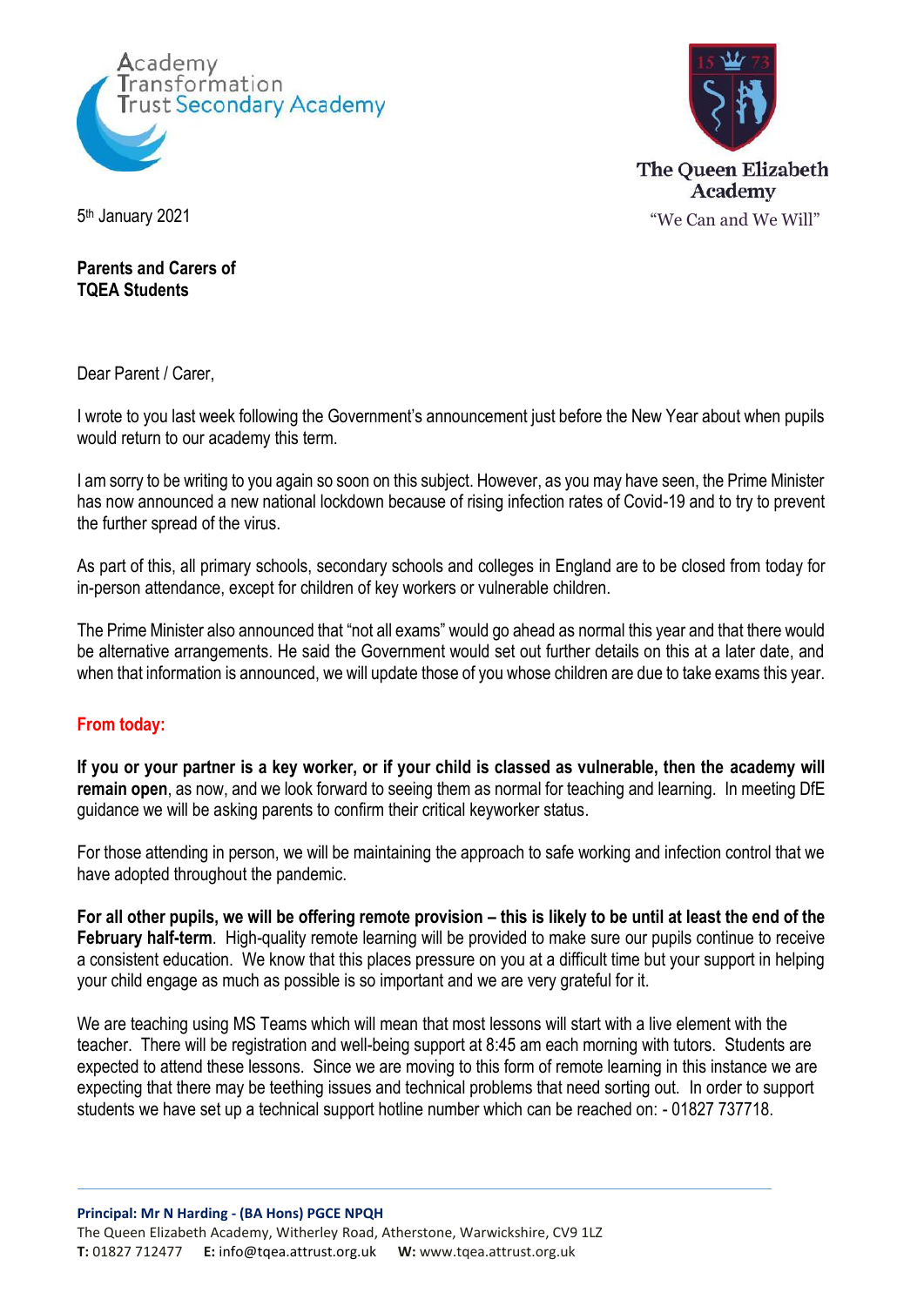Academy Transformation Trust Secondary Academy

The Queen Elizabeth Academy
"We Can and We Will"

5th January 2021

**Parents and Carers of TQEA Students**

Dear Parent / Carer,

I wrote to you last week following the Government's announcement just before the New Year about when pupils would return to our academy this term.

I am sorry to be writing to you again so soon on this subject. However, as you may have seen, the Prime Minister has now announced a new national lockdown because of rising infection rates of Covid-19 and to try to prevent the further spread of the virus.

As part of this, all primary schools, secondary schools and colleges in England are to be closed from today for in-person attendance, except for children of key workers or vulnerable children.

The Prime Minister also announced that "not all exams" would go ahead as normal this year and that there would be alternative arrangements. He said the Government would set out further details on this at a later date, and when that information is announced, we will update those of you whose children are due to take exams this year.

**From today:**

**If you or your partner is a key worker, or if your child is classed as vulnerable, then the academy will remain open**, as now, and we look forward to seeing them as normal for teaching and learning. In meeting DfE guidance we will be asking parents to confirm their critical keyworker status.

For those attending in person, we will be maintaining the approach to safe working and infection control that we have adopted throughout the pandemic.

**For all other pupils, we will be offering remote provision – this is likely to be until at least the end of the February half-term**. High-quality remote learning will be provided to make sure our pupils continue to receive a consistent education. We know that this places pressure on you at a difficult time but your support in helping your child engage as much as possible is so important and we are very grateful for it.

We are teaching using MS Teams which will mean that most lessons will start with a live element with the teacher. There will be registration and well-being support at 8:45 am each morning with tutors. Students are expected to attend these lessons. Since we are moving to this form of remote learning in this instance we are expecting that there may be teething issues and technical problems that need sorting out. In order to support students we have set up a technical support hotline number which can be reached on: - 01827 737718.

**Principal: Mr N Harding - (BA Hons) PGCE NPQH**
The Queen Elizabeth Academy, Witherley Road, Atherstone, Warwickshire, CV9 1LZ
**T:** 01827 712477 **E:** info@tqea.attrust.org.uk **W:** www.tqea.attrust.org.uk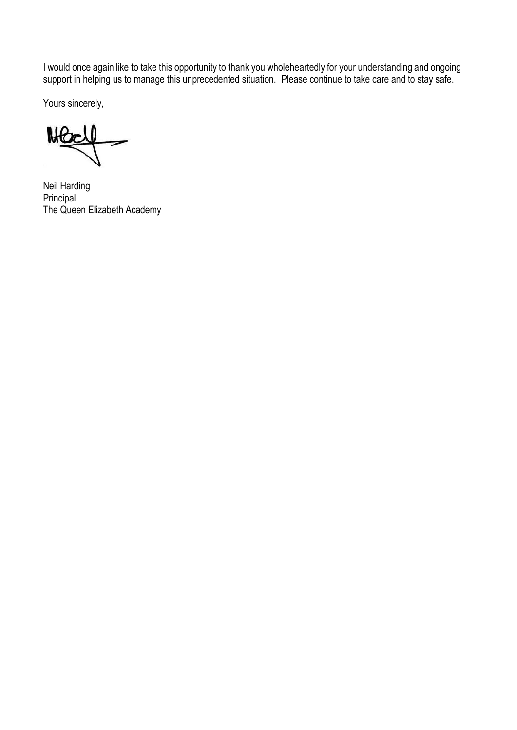I would once again like to take this opportunity to thank you wholeheartedly for your understanding and ongoing support in helping us to manage this unprecedented situation. Please continue to take care and to stay safe.

Yours sincerely,

Neil Harding
Principal
The Queen Elizabeth Academy